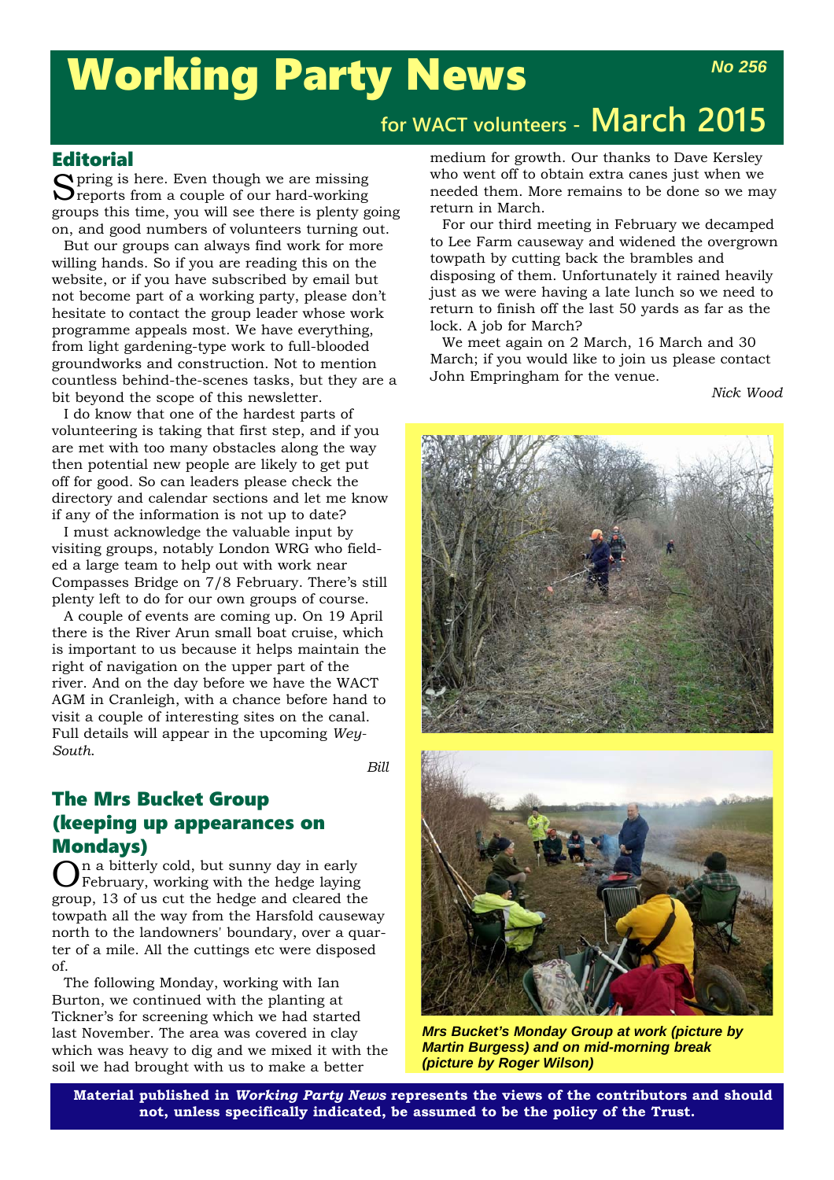# Working Party News

**No 256**

## for WACT volunteers - March 2015

## Editorial

Spring is here. Even though we are missing reports from a couple of our hard-working groups this time, you will see there is plenty going on, and good numbers of volunteers turning out.

But our groups can always find work for more willing hands. So if you are reading this on the website, or if you have subscribed by email but not become part of a working party, please don't hesitate to contact the group leader whose work programme appeals most. We have everything, from light gardening-type work to full-blooded groundworks and construction. Not to mention countless behind-the-scenes tasks, but they are a bit beyond the scope of this newsletter.

I do know that one of the hardest parts of volunteering is taking that first step, and if you are met with too many obstacles along the way then potential new people are likely to get put off for good. So can leaders please check the directory and calendar sections and let me know if any of the information is not up to date?

I must acknowledge the valuable input by visiting groups, notably London WRG who fielded a large team to help out with work near Compasses Bridge on 7/8 February. There's still plenty left to do for our own groups of course.

A couple of events are coming up. On 19 April there is the River Arun small boat cruise, which is important to us because it helps maintain the right of navigation on the upper part of the river. And on the day before we have the WACT AGM in Cranleigh, with a chance before hand to visit a couple of interesting sites on the canal. Full details will appear in the upcoming *Wey-South*.

*Bill*

## The Mrs Bucket Group (keeping up appearances on Mondays)

On a bitterly cold, but sunny day in early February, working with the hedge laying group, 13 of us cut the hedge and cleared the towpath all the way from the Harsfold causeway north to the landowners' boundary, over a quarter of a mile. All the cuttings etc were disposed of.

The following Monday, working with Ian Burton, we continued with the planting at Tickner's for screening which we had started last November. The area was covered in clay which was heavy to dig and we mixed it with the soil we had brought with us to make a better medium for growth. Our thanks to Dave Kersley who went off to obtain extra canes just when we needed them. More remains to be done so we may return in March.

For our third meeting in February we decamped to Lee Farm causeway and widened the overgrown towpath by cutting back the brambles and disposing of them. Unfortunately it rained heavily just as we were having a late lunch so we need to return to finish off the last 50 yards as far as the lock. A job for March?

We meet again on 2 March, 16 March and 30 March; if you would like to join us please contact John Empringham for the venue.

*Nick Wood*

***Mrs Bucket's Monday Group at work (picture by Martin Burgess) and on mid-morning break (picture by Roger Wilson)***

**Material published in *Working Party News* represents the views of the contributors and should not, unless specifically indicated, be assumed to be the policy of the Trust.**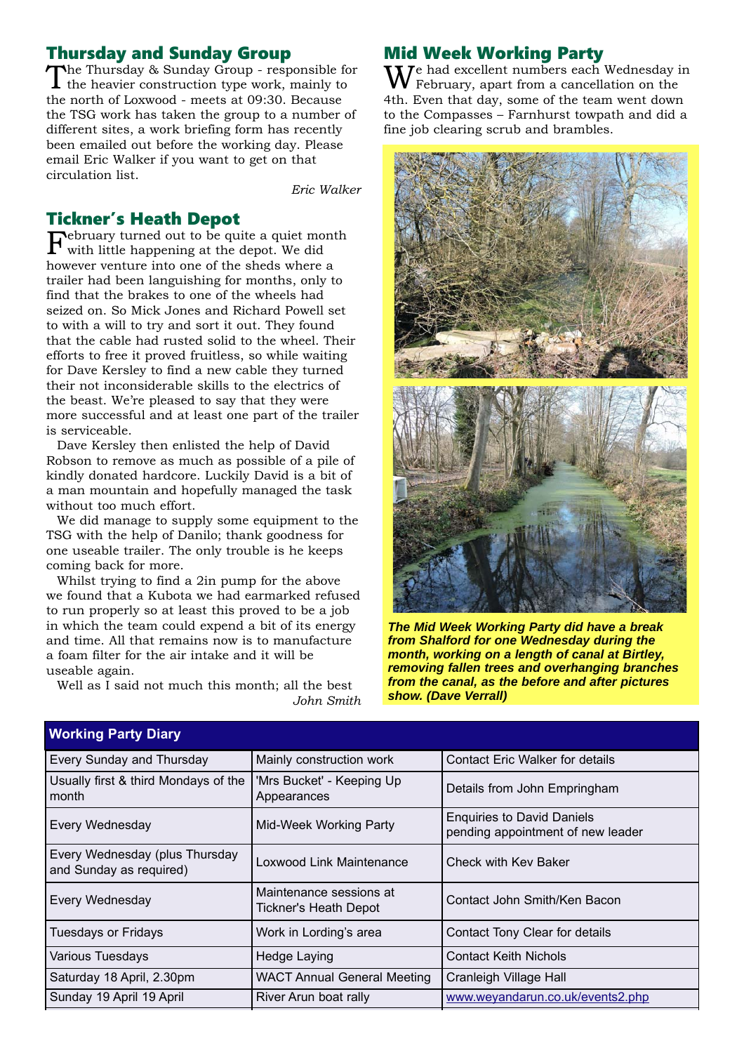## Thursday and Sunday Group

The Thursday & Sunday Group - responsible for the heavier construction type work, mainly to the north of Loxwood - meets at 09:30. Because the TSG work has taken the group to a number of different sites, a work briefing form has recently been emailed out before the working day. Please email Eric Walker if you want to get on that circulation list.

*Eric Walker*

## Tickner's Heath Depot

February turned out to be quite a quiet month with little happening at the depot. We did however venture into one of the sheds where a trailer had been languishing for months, only to find that the brakes to one of the wheels had seized on. So Mick Jones and Richard Powell set to with a will to try and sort it out. They found that the cable had rusted solid to the wheel. Their efforts to free it proved fruitless, so while waiting for Dave Kersley to find a new cable they turned their not inconsiderable skills to the electrics of the beast. We're pleased to say that they were more successful and at least one part of the trailer is serviceable.

Dave Kersley then enlisted the help of David Robson to remove as much as possible of a pile of kindly donated hardcore. Luckily David is a bit of a man mountain and hopefully managed the task without too much effort.

We did manage to supply some equipment to the TSG with the help of Danilo; thank goodness for one useable trailer. The only trouble is he keeps coming back for more.

Whilst trying to find a 2in pump for the above we found that a Kubota we had earmarked refused to run properly so at least this proved to be a job in which the team could expend a bit of its energy and time. All that remains now is to manufacture a foam filter for the air intake and it will be useable again.

Well as I said not much this month; all the best

*John Smith*

## Mid Week Working Party

We had excellent numbers each Wednesday in February, apart from a cancellation on the 4th. Even that day, some of the team went down to the Compasses – Farnhurst towpath and did a fine job clearing scrub and brambles.

***The Mid Week Working Party did have a break from Shalford for one Wednesday during the month, working on a length of canal at Birtley, removing fallen trees and overhanging branches from the canal, as the before and after pictures show. (Dave Verrall)***

| Working Party Diary | | |
|---|---|---|
| Every Sunday and Thursday | Mainly construction work | Contact Eric Walker for details |
| Usually first & third Mondays of the month | 'Mrs Bucket' - Keeping Up Appearances | Details from John Empringham |
| Every Wednesday | Mid-Week Working Party | Enquiries to David Daniels pending appointment of new leader |
| Every Wednesday (plus Thursday and Sunday as required) | Loxwood Link Maintenance | Check with Kev Baker |
| Every Wednesday | Maintenance sessions at Tickner's Heath Depot | Contact John Smith/Ken Bacon |
| Tuesdays or Fridays | Work in Lording's area | Contact Tony Clear for details |
| Various Tuesdays | Hedge Laying | Contact Keith Nichols |
| Saturday 18 April, 2.30pm | WACT Annual General Meeting | Cranleigh Village Hall |
| Sunday 19 April 19 April | River Arun boat rally | www.weyandarun.co.uk/events2.php |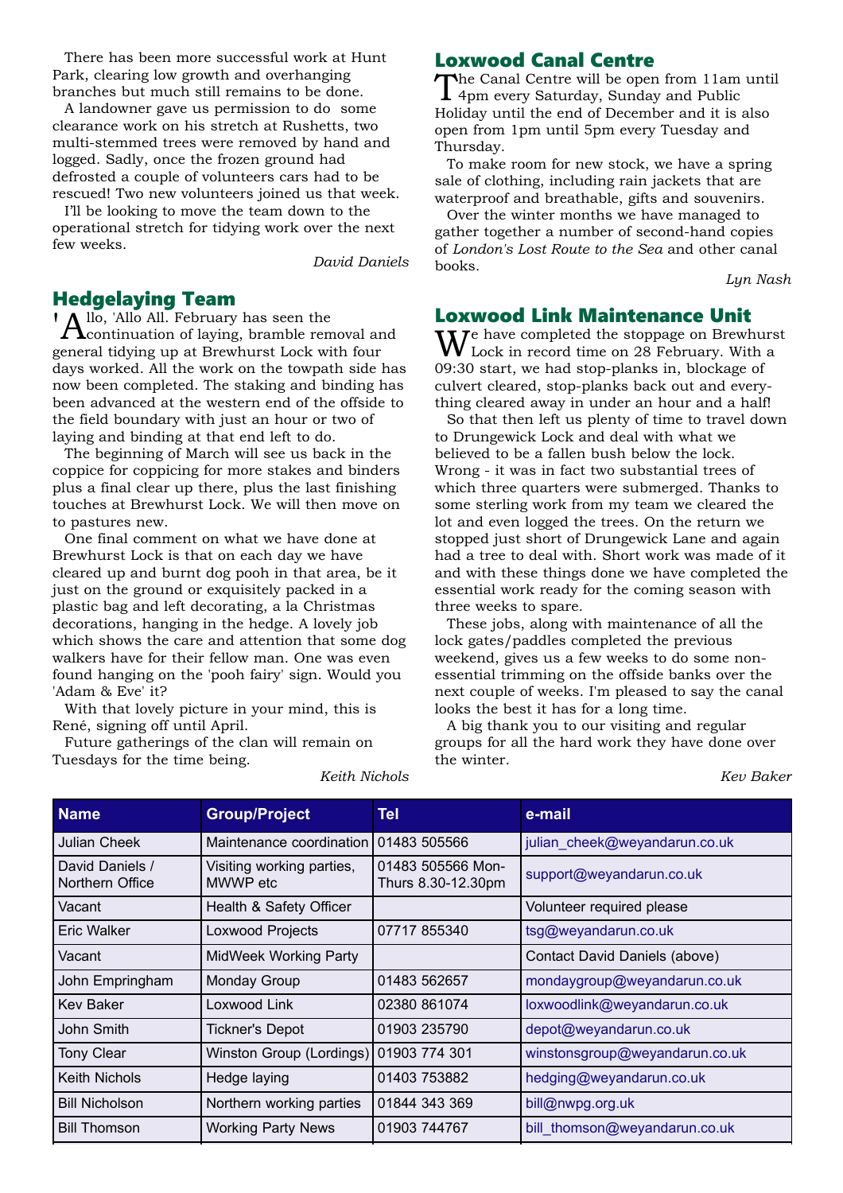There has been more successful work at Hunt Park, clearing low growth and overhanging branches but much still remains to be done.

A landowner gave us permission to do some clearance work on his stretch at Rushetts, two multi-stemmed trees were removed by hand and logged. Sadly, once the frozen ground had defrosted a couple of volunteers cars had to be rescued! Two new volunteers joined us that week.

I'll be looking to move the team down to the operational stretch for tidying work over the next few weeks.

*David Daniels*

## Hedgelaying Team

'Allo, 'Allo All. February has seen the continuation of laying, bramble removal and general tidying up at Brewhurst Lock with four days worked. All the work on the towpath side has now been completed. The staking and binding has been advanced at the western end of the offside to the field boundary with just an hour or two of laying and binding at that end left to do.

The beginning of March will see us back in the coppice for coppicing for more stakes and binders plus a final clear up there, plus the last finishing touches at Brewhurst Lock. We will then move on to pastures new.

One final comment on what we have done at Brewhurst Lock is that on each day we have cleared up and burnt dog pooh in that area, be it just on the ground or exquisitely packed in a plastic bag and left decorating, a la Christmas decorations, hanging in the hedge. A lovely job which shows the care and attention that some dog walkers have for their fellow man. One was even found hanging on the 'pooh fairy' sign. Would you 'Adam & Eve' it?

With that lovely picture in your mind, this is René, signing off until April.

Future gatherings of the clan will remain on Tuesdays for the time being.

*Keith Nichols*

## Loxwood Canal Centre

The Canal Centre will be open from 11am until 4pm every Saturday, Sunday and Public Holiday until the end of December and it is also open from 1pm until 5pm every Tuesday and Thursday.

To make room for new stock, we have a spring sale of clothing, including rain jackets that are waterproof and breathable, gifts and souvenirs.

Over the winter months we have managed to gather together a number of second-hand copies of *London's Lost Route to the Sea* and other canal books.

*Lyn Nash*

## Loxwood Link Maintenance Unit

We have completed the stoppage on Brewhurst Lock in record time on 28 February. With a 09:30 start, we had stop-planks in, blockage of culvert cleared, stop-planks back out and everything cleared away in under an hour and a half!

So that then left us plenty of time to travel down to Drungewick Lock and deal with what we believed to be a fallen bush below the lock. Wrong - it was in fact two substantial trees of which three quarters were submerged. Thanks to some sterling work from my team we cleared the lot and even logged the trees. On the return we stopped just short of Drungewick Lane and again had a tree to deal with. Short work was made of it and with these things done we have completed the essential work ready for the coming season with three weeks to spare.

These jobs, along with maintenance of all the lock gates/paddles completed the previous weekend, gives us a few weeks to do some non-essential trimming on the offside banks over the next couple of weeks. I'm pleased to say the canal looks the best it has for a long time.

A big thank you to our visiting and regular groups for all the hard work they have done over the winter.

*Kev Baker*

| Name | Group/Project | Tel | e-mail |
|---|---|---|---|
| Julian Cheek | Maintenance coordination | 01483 505566 | julian_cheek@weyandarun.co.uk |
| David Daniels / Northern Office | Visiting working parties, MWWP etc | 01483 505566 Mon-Thurs 8.30-12.30pm | support@weyandarun.co.uk |
| Vacant | Health & Safety Officer | | Volunteer required please |
| Eric Walker | Loxwood Projects | 07717 855340 | tsg@weyandarun.co.uk |
| Vacant | MidWeek Working Party | | Contact David Daniels (above) |
| John Empringham | Monday Group | 01483 562657 | mondaygroup@weyandarun.co.uk |
| Kev Baker | Loxwood Link | 02380 861074 | loxwoodlink@weyandarun.co.uk |
| John Smith | Tickner's Depot | 01903 235790 | depot@weyandarun.co.uk |
| Tony Clear | Winston Group (Lordings) | 01903 774 301 | winstonsgroup@weyandarun.co.uk |
| Keith Nichols | Hedge laying | 01403 753882 | hedging@weyandarun.co.uk |
| Bill Nicholson | Northern working parties | 01844 343 369 | bill@nwpg.org.uk |
| Bill Thomson | Working Party News | 01903 744767 | bill_thomson@weyandarun.co.uk |